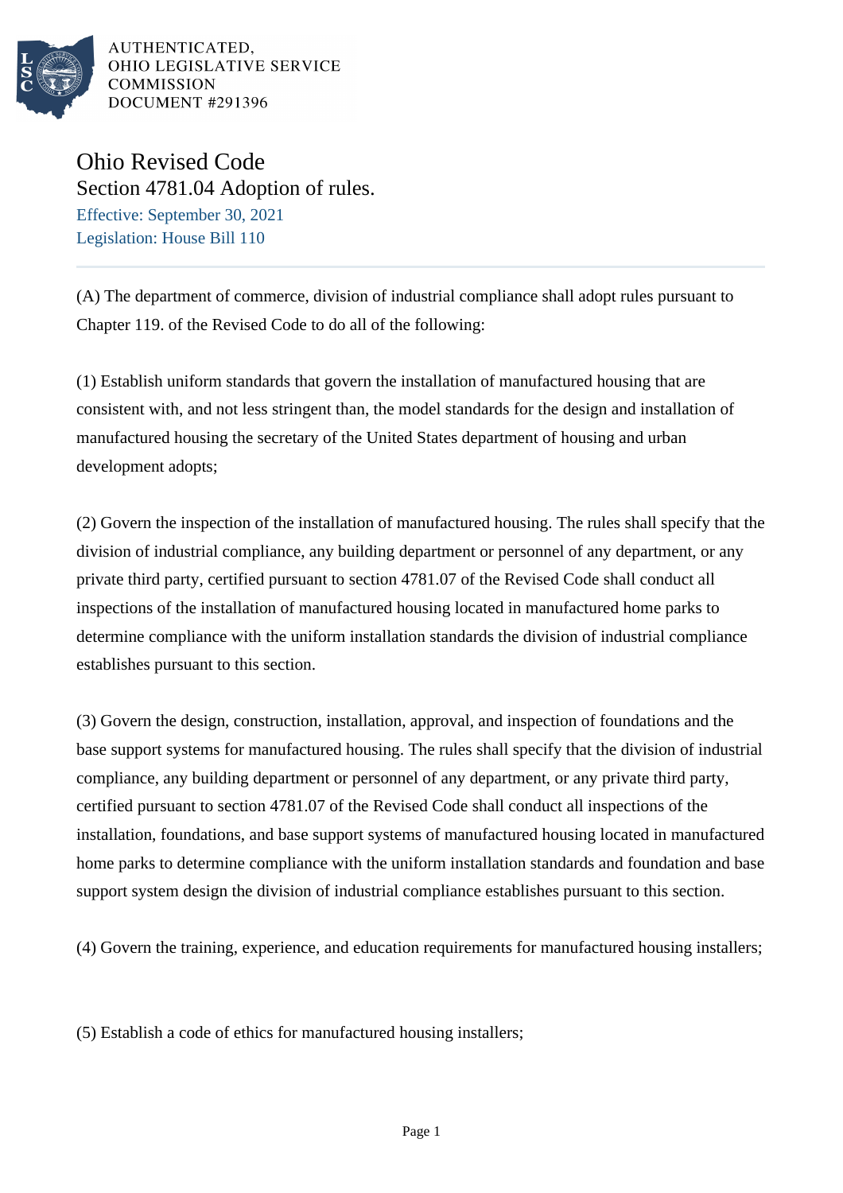AUTHENTICATED,
OHIO LEGISLATIVE SERVICE
COMMISSION
DOCUMENT #291396

# Ohio Revised Code

## Section 4781.04 Adoption of rules.

Effective: September 30, 2021

Legislation: House Bill 110

(A) The department of commerce, division of industrial compliance shall adopt rules pursuant to Chapter 119. of the Revised Code to do all of the following:

(1) Establish uniform standards that govern the installation of manufactured housing that are consistent with, and not less stringent than, the model standards for the design and installation of manufactured housing the secretary of the United States department of housing and urban development adopts;

(2) Govern the inspection of the installation of manufactured housing. The rules shall specify that the division of industrial compliance, any building department or personnel of any department, or any private third party, certified pursuant to section 4781.07 of the Revised Code shall conduct all inspections of the installation of manufactured housing located in manufactured home parks to determine compliance with the uniform installation standards the division of industrial compliance establishes pursuant to this section.

(3) Govern the design, construction, installation, approval, and inspection of foundations and the base support systems for manufactured housing. The rules shall specify that the division of industrial compliance, any building department or personnel of any department, or any private third party, certified pursuant to section 4781.07 of the Revised Code shall conduct all inspections of the installation, foundations, and base support systems of manufactured housing located in manufactured home parks to determine compliance with the uniform installation standards and foundation and base support system design the division of industrial compliance establishes pursuant to this section.

(4) Govern the training, experience, and education requirements for manufactured housing installers;

(5) Establish a code of ethics for manufactured housing installers;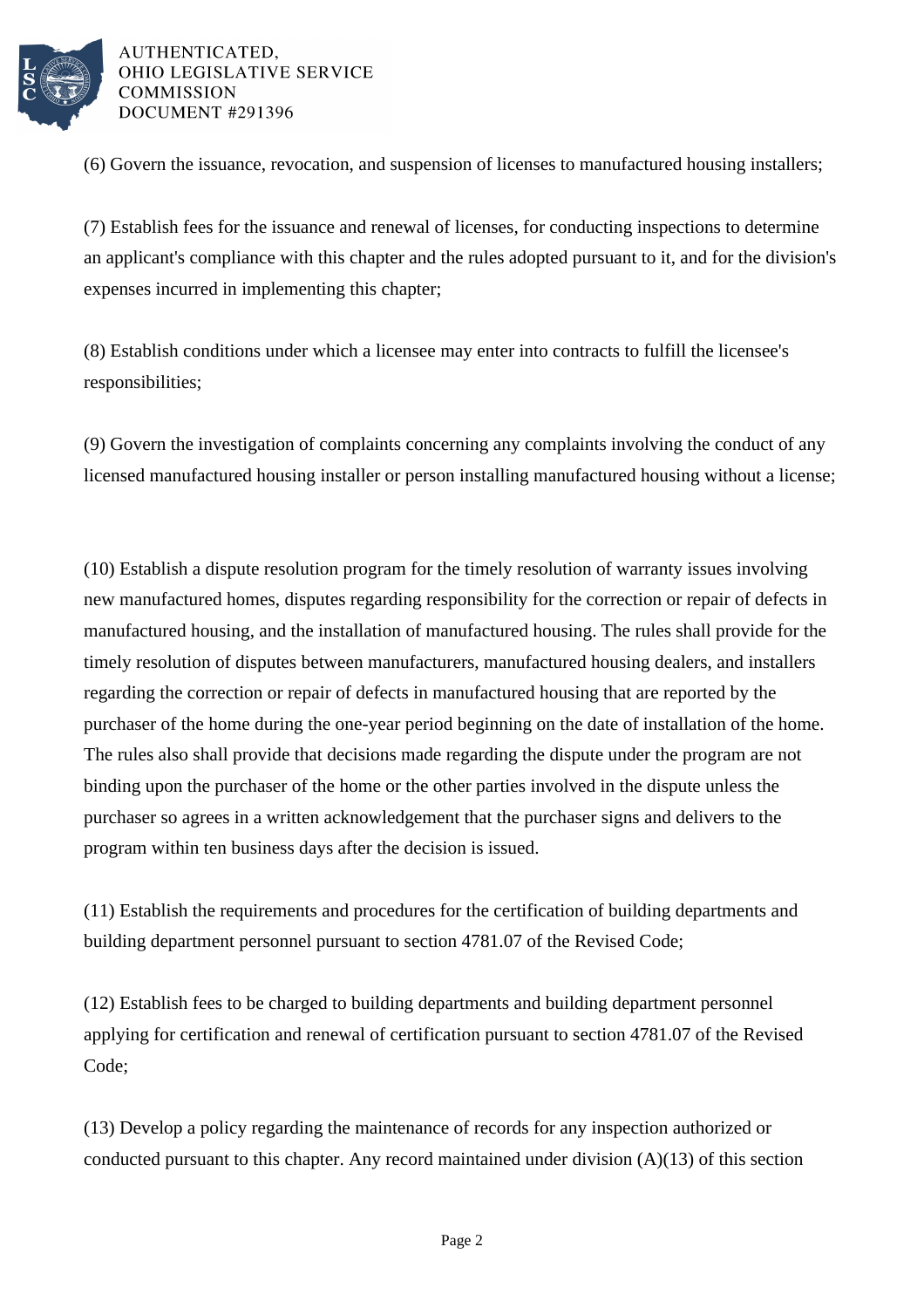(6) Govern the issuance, revocation, and suspension of licenses to manufactured housing installers;

(7) Establish fees for the issuance and renewal of licenses, for conducting inspections to determine an applicant's compliance with this chapter and the rules adopted pursuant to it, and for the division's expenses incurred in implementing this chapter;

(8) Establish conditions under which a licensee may enter into contracts to fulfill the licensee's responsibilities;

(9) Govern the investigation of complaints concerning any complaints involving the conduct of any licensed manufactured housing installer or person installing manufactured housing without a license;

(10) Establish a dispute resolution program for the timely resolution of warranty issues involving new manufactured homes, disputes regarding responsibility for the correction or repair of defects in manufactured housing, and the installation of manufactured housing. The rules shall provide for the timely resolution of disputes between manufacturers, manufactured housing dealers, and installers regarding the correction or repair of defects in manufactured housing that are reported by the purchaser of the home during the one-year period beginning on the date of installation of the home. The rules also shall provide that decisions made regarding the dispute under the program are not binding upon the purchaser of the home or the other parties involved in the dispute unless the purchaser so agrees in a written acknowledgement that the purchaser signs and delivers to the program within ten business days after the decision is issued.

(11) Establish the requirements and procedures for the certification of building departments and building department personnel pursuant to section 4781.07 of the Revised Code;

(12) Establish fees to be charged to building departments and building department personnel applying for certification and renewal of certification pursuant to section 4781.07 of the Revised Code;

(13) Develop a policy regarding the maintenance of records for any inspection authorized or conducted pursuant to this chapter. Any record maintained under division (A)(13) of this section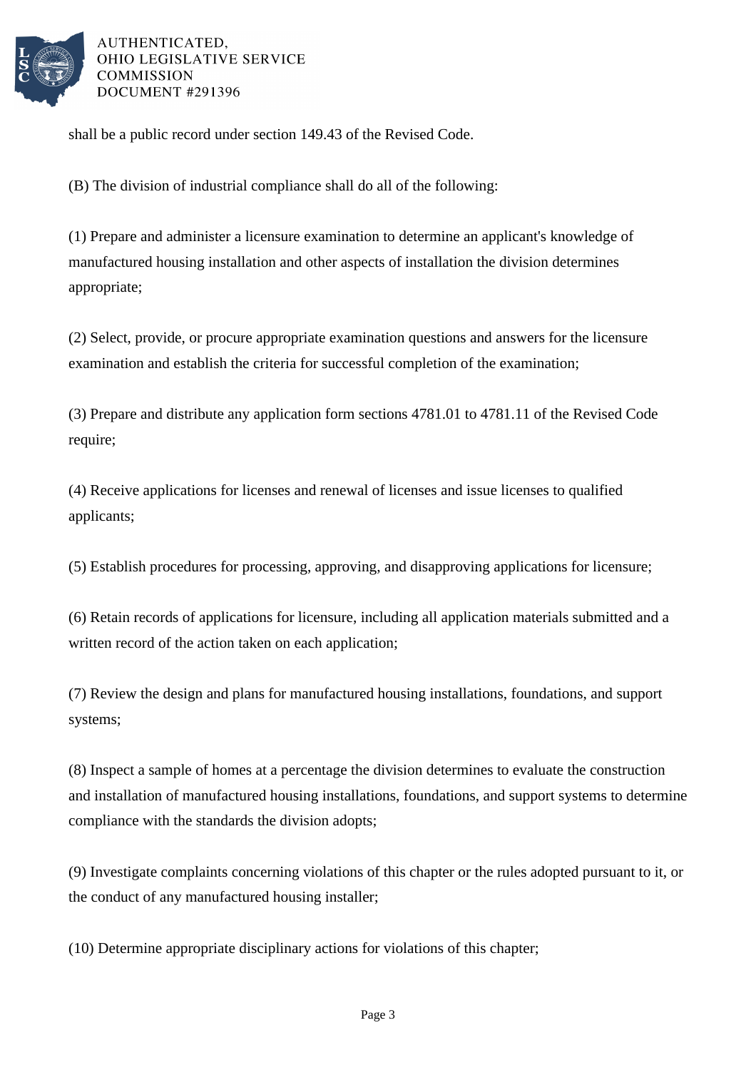shall be a public record under section 149.43 of the Revised Code.

(B) The division of industrial compliance shall do all of the following:

(1) Prepare and administer a licensure examination to determine an applicant's knowledge of manufactured housing installation and other aspects of installation the division determines appropriate;

(2) Select, provide, or procure appropriate examination questions and answers for the licensure examination and establish the criteria for successful completion of the examination;

(3) Prepare and distribute any application form sections 4781.01 to 4781.11 of the Revised Code require;

(4) Receive applications for licenses and renewal of licenses and issue licenses to qualified applicants;

(5) Establish procedures for processing, approving, and disapproving applications for licensure;

(6) Retain records of applications for licensure, including all application materials submitted and a written record of the action taken on each application;

(7) Review the design and plans for manufactured housing installations, foundations, and support systems;

(8) Inspect a sample of homes at a percentage the division determines to evaluate the construction and installation of manufactured housing installations, foundations, and support systems to determine compliance with the standards the division adopts;

(9) Investigate complaints concerning violations of this chapter or the rules adopted pursuant to it, or the conduct of any manufactured housing installer;

(10) Determine appropriate disciplinary actions for violations of this chapter;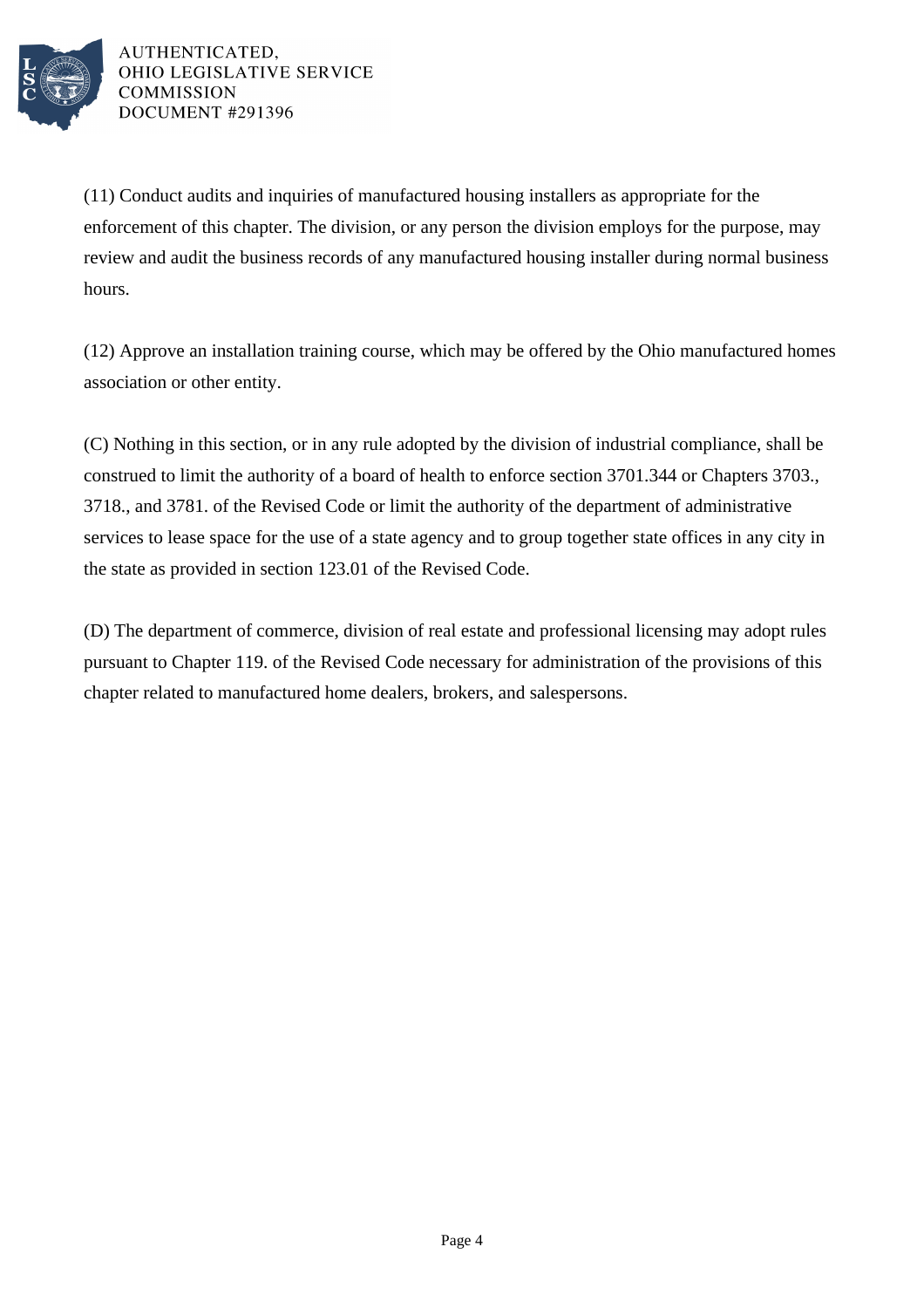(11) Conduct audits and inquiries of manufactured housing installers as appropriate for the enforcement of this chapter. The division, or any person the division employs for the purpose, may review and audit the business records of any manufactured housing installer during normal business hours.

(12) Approve an installation training course, which may be offered by the Ohio manufactured homes association or other entity.

(C) Nothing in this section, or in any rule adopted by the division of industrial compliance, shall be construed to limit the authority of a board of health to enforce section 3701.344 or Chapters 3703., 3718., and 3781. of the Revised Code or limit the authority of the department of administrative services to lease space for the use of a state agency and to group together state offices in any city in the state as provided in section 123.01 of the Revised Code.

(D) The department of commerce, division of real estate and professional licensing may adopt rules pursuant to Chapter 119. of the Revised Code necessary for administration of the provisions of this chapter related to manufactured home dealers, brokers, and salespersons.